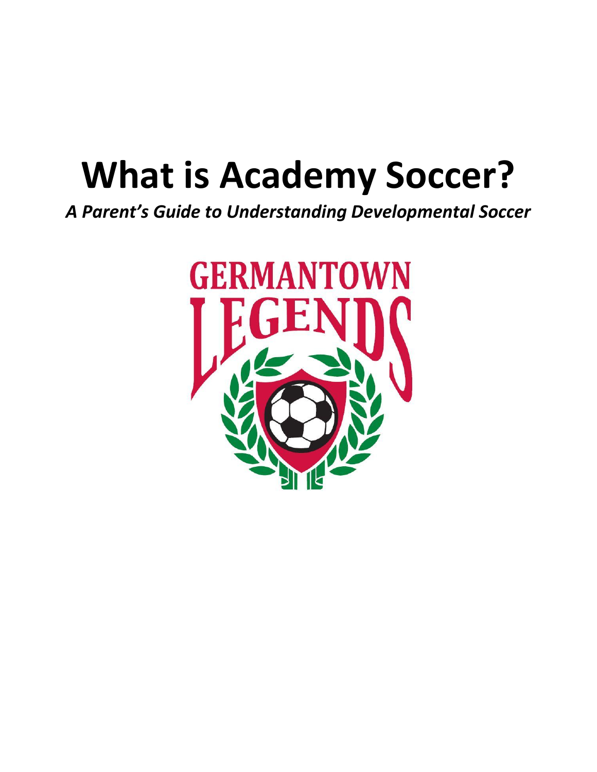# What is Academy Soccer?

***A Parent's Guide to Understanding Developmental Soccer***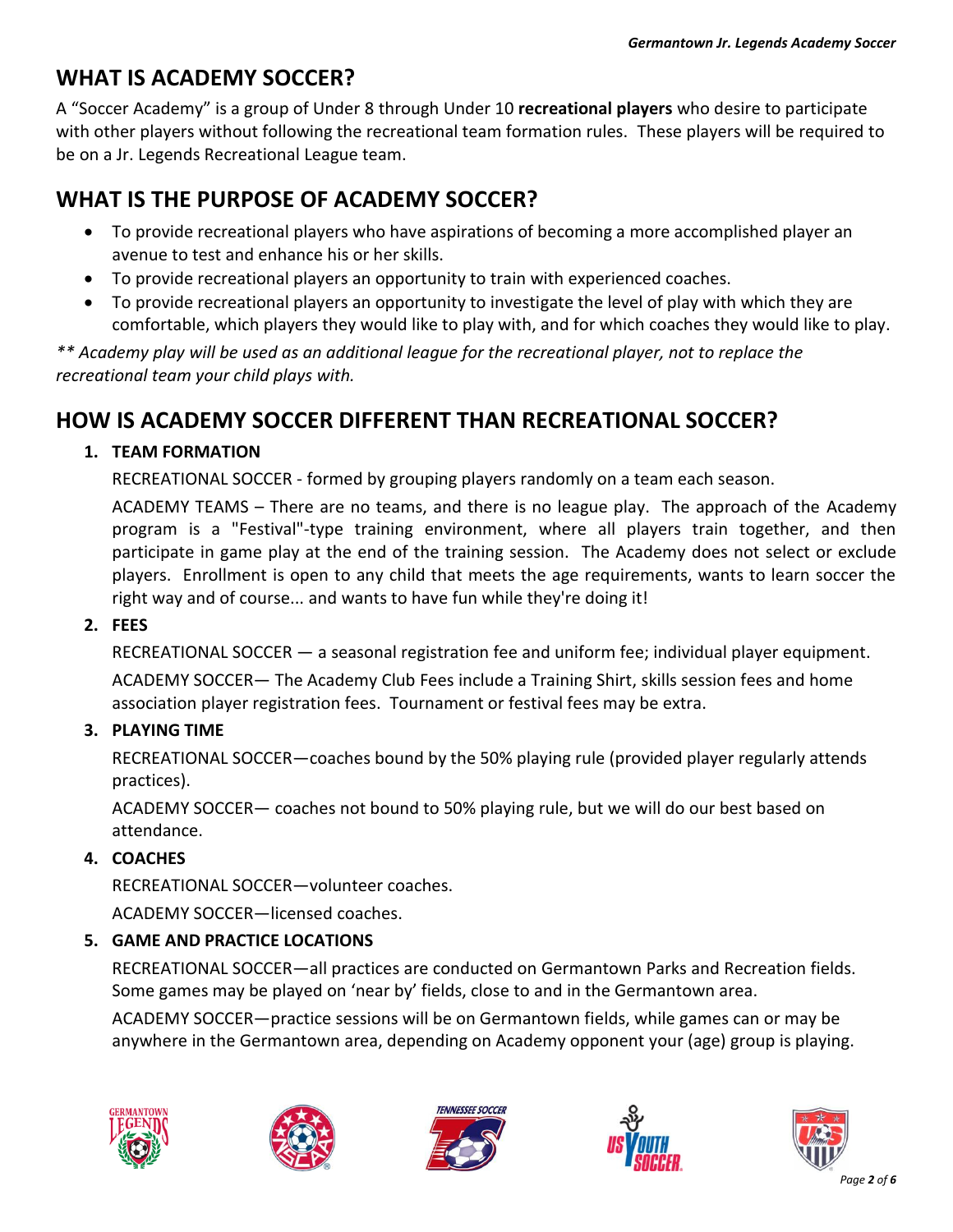## WHAT IS ACADEMY SOCCER?

A “Soccer Academy” is a group of Under 8 through Under 10 **recreational players** who desire to participate with other players without following the recreational team formation rules. These players will be required to be on a Jr. Legends Recreational League team.

## WHAT IS THE PURPOSE OF ACADEMY SOCCER?

- To provide recreational players who have aspirations of becoming a more accomplished player an avenue to test and enhance his or her skills.
- To provide recreational players an opportunity to train with experienced coaches.
- To provide recreational players an opportunity to investigate the level of play with which they are comfortable, which players they would like to play with, and for which coaches they would like to play.

*** Academy play will be used as an additional league for the recreational player, not to replace the recreational team your child plays with.*

## HOW IS ACADEMY SOCCER DIFFERENT THAN RECREATIONAL SOCCER?

1. **TEAM FORMATION**

   RECREATIONAL SOCCER - formed by grouping players randomly on a team each season.

   ACADEMY TEAMS – There are no teams, and there is no league play. The approach of the Academy program is a "Festival"-type training environment, where all players train together, and then participate in game play at the end of the training session. The Academy does not select or exclude players. Enrollment is open to any child that meets the age requirements, wants to learn soccer the right way and of course... and wants to have fun while they're doing it!

2. **FEES**

   RECREATIONAL SOCCER — a seasonal registration fee and uniform fee; individual player equipment.

   ACADEMY SOCCER— The Academy Club Fees include a Training Shirt, skills session fees and home association player registration fees. Tournament or festival fees may be extra.

3. **PLAYING TIME**

   RECREATIONAL SOCCER—coaches bound by the 50% playing rule (provided player regularly attends practices).

   ACADEMY SOCCER— coaches not bound to 50% playing rule, but we will do our best based on attendance.

4. **COACHES**

   RECREATIONAL SOCCER—volunteer coaches.

   ACADEMY SOCCER—licensed coaches.

5. **GAME AND PRACTICE LOCATIONS**

   RECREATIONAL SOCCER—all practices are conducted on Germantown Parks and Recreation fields. Some games may be played on ‘near by’ fields, close to and in the Germantown area.

   ACADEMY SOCCER—practice sessions will be on Germantown fields, while games can or may be anywhere in the Germantown area, depending on Academy opponent your (age) group is playing.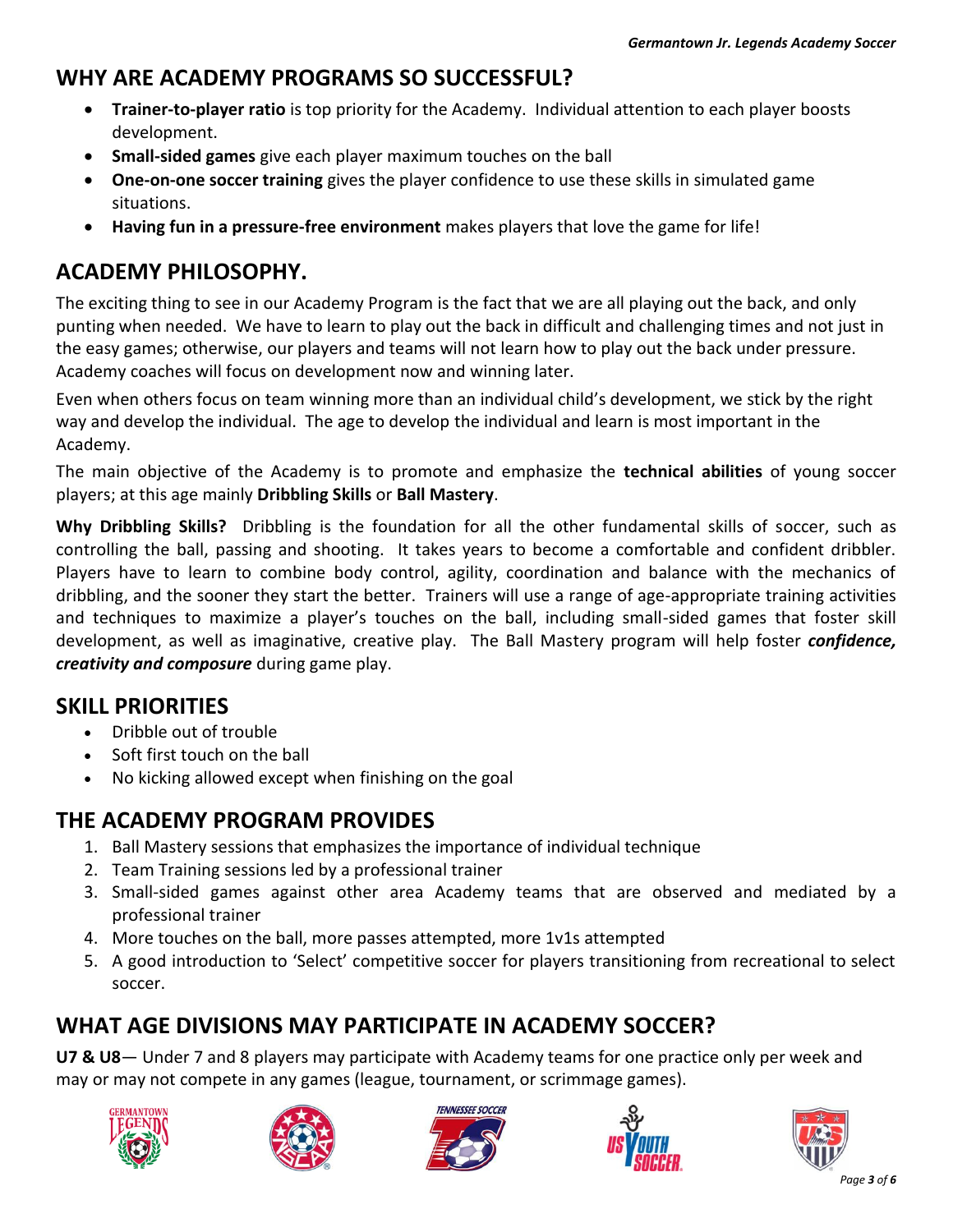## WHY ARE ACADEMY PROGRAMS SO SUCCESSFUL?

- **Trainer-to-player ratio** is top priority for the Academy. Individual attention to each player boosts development.
- **Small-sided games** give each player maximum touches on the ball
- **One-on-one soccer training** gives the player confidence to use these skills in simulated game situations.
- **Having fun in a pressure-free environment** makes players that love the game for life!

## ACADEMY PHILOSOPHY.

The exciting thing to see in our Academy Program is the fact that we are all playing out the back, and only punting when needed. We have to learn to play out the back in difficult and challenging times and not just in the easy games; otherwise, our players and teams will not learn how to play out the back under pressure. Academy coaches will focus on development now and winning later.

Even when others focus on team winning more than an individual child's development, we stick by the right way and develop the individual. The age to develop the individual and learn is most important in the Academy.

The main objective of the Academy is to promote and emphasize the **technical abilities** of young soccer players; at this age mainly **Dribbling Skills** or **Ball Mastery**.

**Why Dribbling Skills?** Dribbling is the foundation for all the other fundamental skills of soccer, such as controlling the ball, passing and shooting. It takes years to become a comfortable and confident dribbler. Players have to learn to combine body control, agility, coordination and balance with the mechanics of dribbling, and the sooner they start the better. Trainers will use a range of age-appropriate training activities and techniques to maximize a player's touches on the ball, including small-sided games that foster skill development, as well as imaginative, creative play. The Ball Mastery program will help foster ***confidence, creativity and composure*** during game play.

## SKILL PRIORITIES

- Dribble out of trouble
- Soft first touch on the ball
- No kicking allowed except when finishing on the goal

## THE ACADEMY PROGRAM PROVIDES

1. Ball Mastery sessions that emphasizes the importance of individual technique
2. Team Training sessions led by a professional trainer
3. Small-sided games against other area Academy teams that are observed and mediated by a professional trainer
4. More touches on the ball, more passes attempted, more 1v1s attempted
5. A good introduction to 'Select' competitive soccer for players transitioning from recreational to select soccer.

## WHAT AGE DIVISIONS MAY PARTICIPATE IN ACADEMY SOCCER?

**U7 & U8**— Under 7 and 8 players may participate with Academy teams for one practice only per week and may or may not compete in any games (league, tournament, or scrimmage games).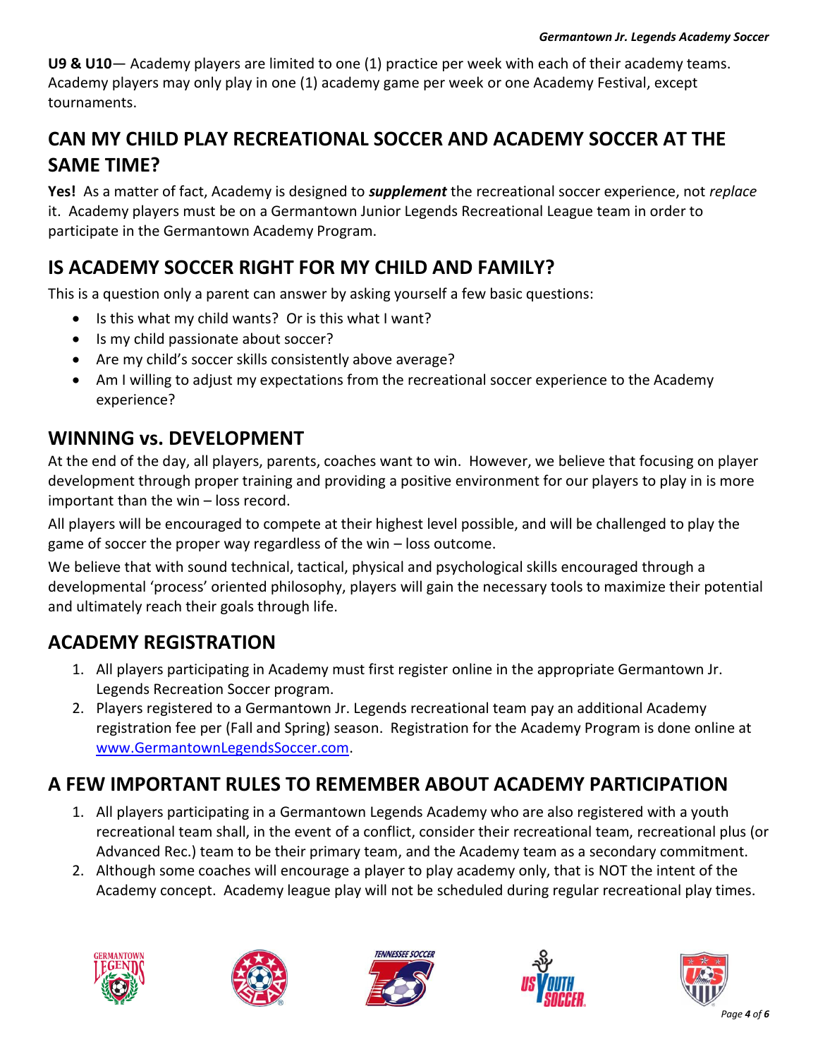**U9 & U10**— Academy players are limited to one (1) practice per week with each of their academy teams. Academy players may only play in one (1) academy game per week or one Academy Festival, except tournaments.

## CAN MY CHILD PLAY RECREATIONAL SOCCER AND ACADEMY SOCCER AT THE SAME TIME?

**Yes!** As a matter of fact, Academy is designed to ***supplement*** the recreational soccer experience, not *replace* it. Academy players must be on a Germantown Junior Legends Recreational League team in order to participate in the Germantown Academy Program.

## IS ACADEMY SOCCER RIGHT FOR MY CHILD AND FAMILY?

This is a question only a parent can answer by asking yourself a few basic questions:

- Is this what my child wants? Or is this what I want?
- Is my child passionate about soccer?
- Are my child's soccer skills consistently above average?
- Am I willing to adjust my expectations from the recreational soccer experience to the Academy experience?

## WINNING vs. DEVELOPMENT

At the end of the day, all players, parents, coaches want to win. However, we believe that focusing on player development through proper training and providing a positive environment for our players to play in is more important than the win – loss record.

All players will be encouraged to compete at their highest level possible, and will be challenged to play the game of soccer the proper way regardless of the win – loss outcome.

We believe that with sound technical, tactical, physical and psychological skills encouraged through a developmental 'process' oriented philosophy, players will gain the necessary tools to maximize their potential and ultimately reach their goals through life.

## ACADEMY REGISTRATION

1. All players participating in Academy must first register online in the appropriate Germantown Jr. Legends Recreation Soccer program.
2. Players registered to a Germantown Jr. Legends recreational team pay an additional Academy registration fee per (Fall and Spring) season. Registration for the Academy Program is done online at www.GermantownLegendsSoccer.com.

## A FEW IMPORTANT RULES TO REMEMBER ABOUT ACADEMY PARTICIPATION

1. All players participating in a Germantown Legends Academy who are also registered with a youth recreational team shall, in the event of a conflict, consider their recreational team, recreational plus (or Advanced Rec.) team to be their primary team, and the Academy team as a secondary commitment.
2. Although some coaches will encourage a player to play academy only, that is NOT the intent of the Academy concept. Academy league play will not be scheduled during regular recreational play times.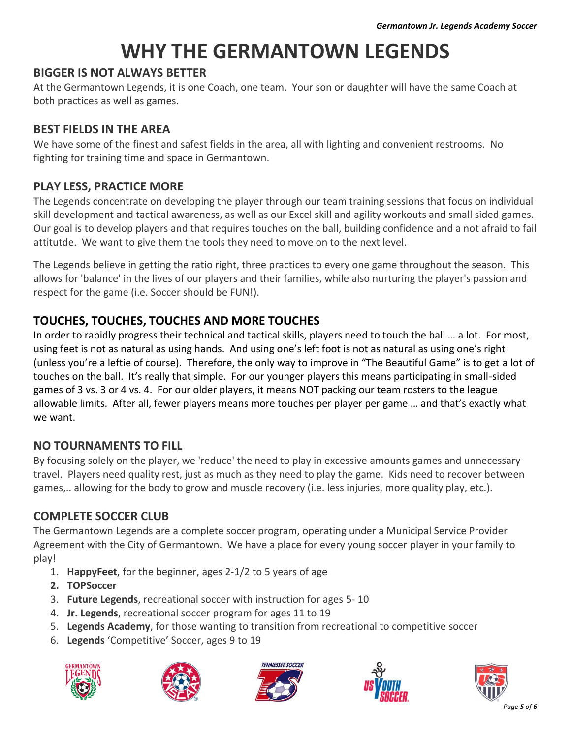# WHY THE GERMANTOWN LEGENDS

## BIGGER IS NOT ALWAYS BETTER

At the Germantown Legends, it is one Coach, one team. Your son or daughter will have the same Coach at both practices as well as games.

## BEST FIELDS IN THE AREA

We have some of the finest and safest fields in the area, all with lighting and convenient restrooms. No fighting for training time and space in Germantown.

## PLAY LESS, PRACTICE MORE

The Legends concentrate on developing the player through our team training sessions that focus on individual skill development and tactical awareness, as well as our Excel skill and agility workouts and small sided games. Our goal is to develop players and that requires touches on the ball, building confidence and a not afraid to fail attitutde. We want to give them the tools they need to move on to the next level.

The Legends believe in getting the ratio right, three practices to every one game throughout the season. This allows for 'balance' in the lives of our players and their families, while also nurturing the player's passion and respect for the game (i.e. Soccer should be FUN!).

## TOUCHES, TOUCHES, TOUCHES AND MORE TOUCHES

In order to rapidly progress their technical and tactical skills, players need to touch the ball … a lot. For most, using feet is not as natural as using hands. And using one's left foot is not as natural as using one's right (unless you're a leftie of course). Therefore, the only way to improve in "The Beautiful Game" is to get a lot of touches on the ball. It's really that simple. For our younger players this means participating in small-sided games of 3 vs. 3 or 4 vs. 4. For our older players, it means NOT packing our team rosters to the league allowable limits. After all, fewer players means more touches per player per game … and that's exactly what we want.

## NO TOURNAMENTS TO FILL

By focusing solely on the player, we 'reduce' the need to play in excessive amounts games and unnecessary travel. Players need quality rest, just as much as they need to play the game. Kids need to recover between games,.. allowing for the body to grow and muscle recovery (i.e. less injuries, more quality play, etc.).

## COMPLETE SOCCER CLUB

The Germantown Legends are a complete soccer program, operating under a Municipal Service Provider Agreement with the City of Germantown. We have a place for every young soccer player in your family to play!

1. **HappyFeet**, for the beginner, ages 2-1/2 to 5 years of age
2. **TOPSoccer**
3. **Future Legends**, recreational soccer with instruction for ages 5- 10
4. **Jr. Legends**, recreational soccer program for ages 11 to 19
5. **Legends Academy**, for those wanting to transition from recreational to competitive soccer
6. **Legends** 'Competitive' Soccer, ages 9 to 19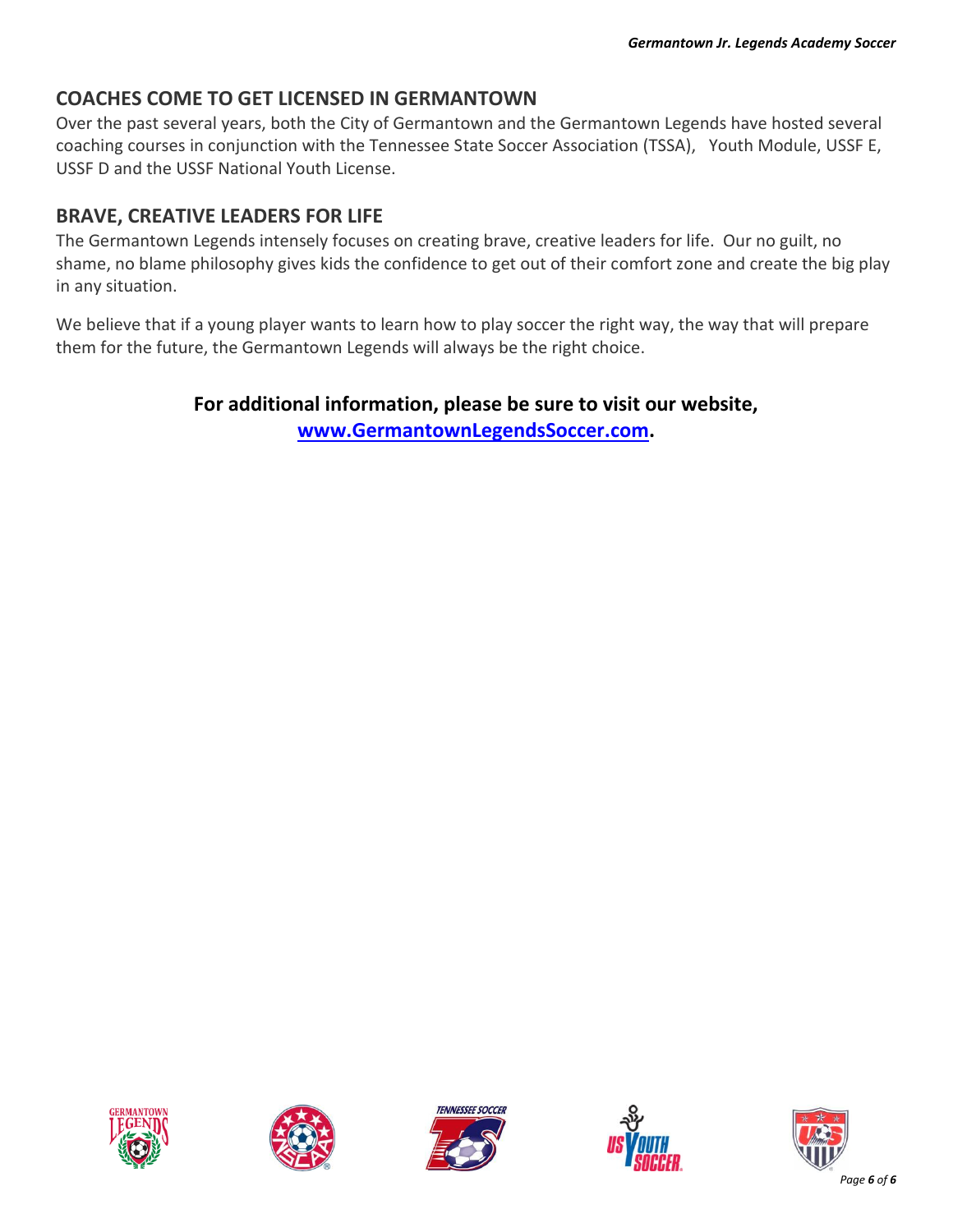## COACHES COME TO GET LICENSED IN GERMANTOWN

Over the past several years, both the City of Germantown and the Germantown Legends have hosted several coaching courses in conjunction with the Tennessee State Soccer Association (TSSA), Youth Module, USSF E, USSF D and the USSF National Youth License.

## BRAVE, CREATIVE LEADERS FOR LIFE

The Germantown Legends intensely focuses on creating brave, creative leaders for life. Our no guilt, no shame, no blame philosophy gives kids the confidence to get out of their comfort zone and create the big play in any situation.

We believe that if a young player wants to learn how to play soccer the right way, the way that will prepare them for the future, the Germantown Legends will always be the right choice.

**For additional information, please be sure to visit our website, [www.GermantownLegendsSoccer.com](http://www.GermantownLegendsSoccer.com).**